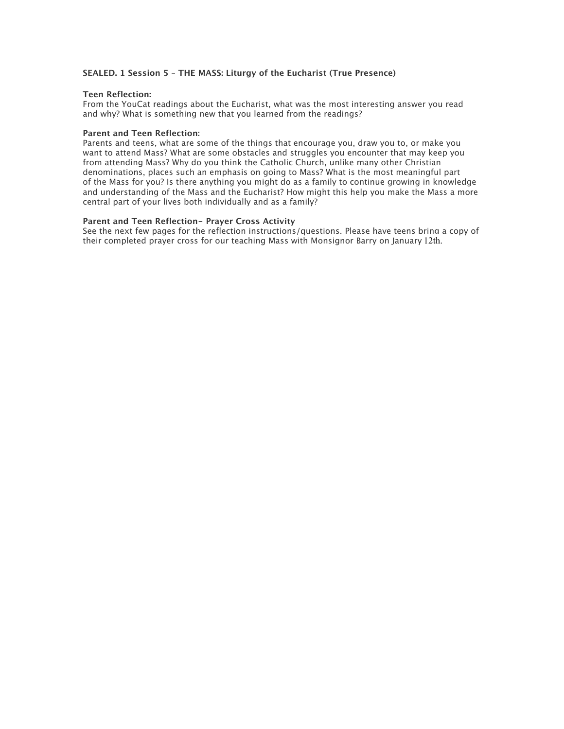**SEALED. 1 Session 5 – THE MASS: Liturgy of the Eucharist (True Presence)**

**Teen Reflection:**
From the YouCat readings about the Eucharist, what was the most interesting answer you read and why? What is something new that you learned from the readings?

**Parent and Teen Reflection:**
Parents and teens, what are some of the things that encourage you, draw you to, or make you want to attend Mass? What are some obstacles and struggles you encounter that may keep you from attending Mass? Why do you think the Catholic Church, unlike many other Christian denominations, places such an emphasis on going to Mass? What is the most meaningful part of the Mass for you? Is there anything you might do as a family to continue growing in knowledge and understanding of the Mass and the Eucharist? How might this help you make the Mass a more central part of your lives both individually and as a family?

**Parent and Teen Reflection– Prayer Cross Activity**
See the next few pages for the reflection instructions/questions. Please have teens bring a copy of their completed prayer cross for our teaching Mass with Monsignor Barry on January 12th.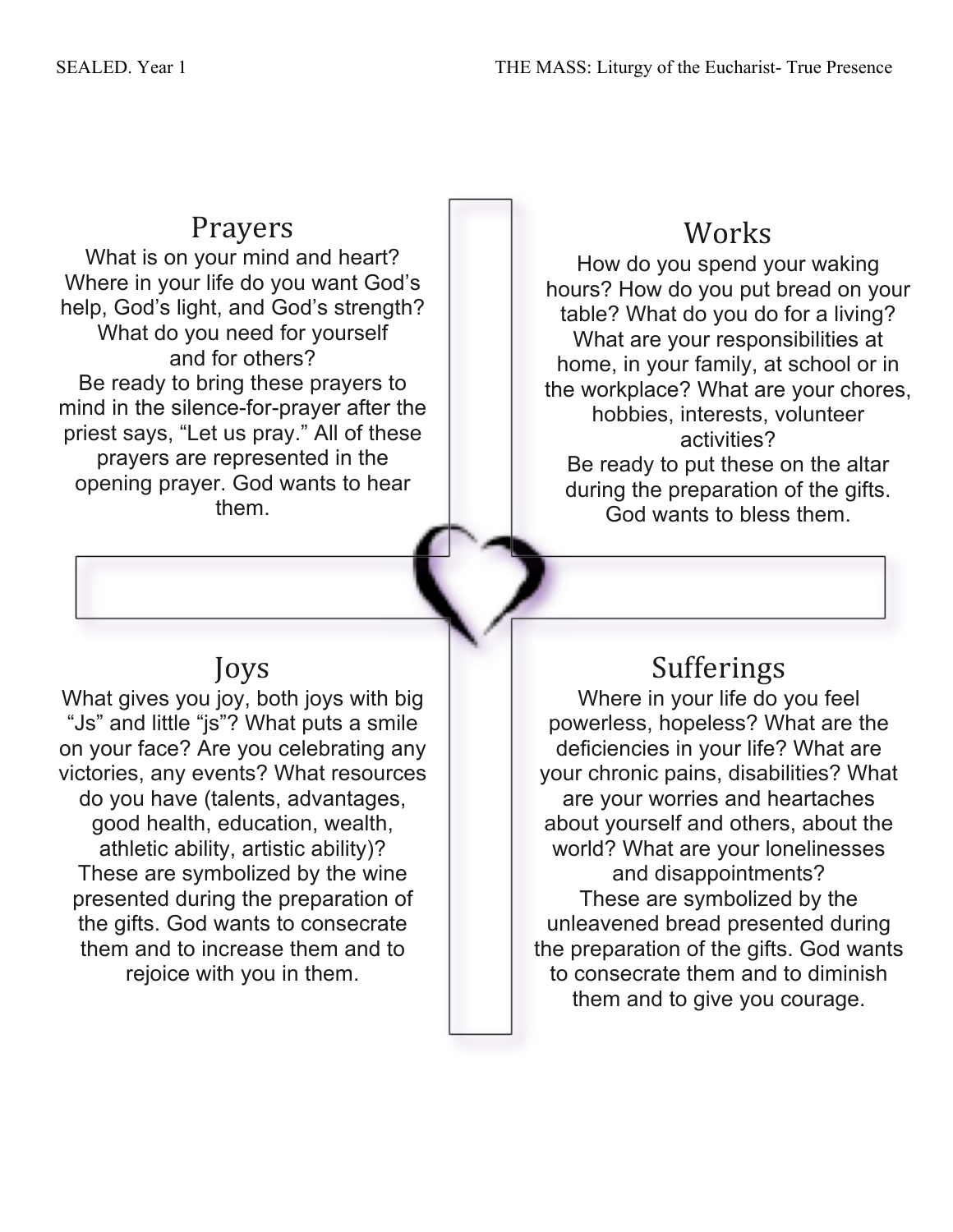## Prayers

What is on your mind and heart? Where in your life do you want God's help, God's light, and God's strength? What do you need for yourself and for others?
Be ready to bring these prayers to mind in the silence-for-prayer after the priest says, "Let us pray." All of these prayers are represented in the opening prayer. God wants to hear them.

## Works

How do you spend your waking hours? How do you put bread on your table? What do you do for a living? What are your responsibilities at home, in your family, at school or in the workplace? What are your chores, hobbies, interests, volunteer activities?
Be ready to put these on the altar during the preparation of the gifts. God wants to bless them.

## Joys

What gives you joy, both joys with big "Js" and little "js"? What puts a smile on your face? Are you celebrating any victories, any events? What resources do you have (talents, advantages, good health, education, wealth, athletic ability, artistic ability)?
These are symbolized by the wine presented during the preparation of the gifts. God wants to consecrate them and to increase them and to rejoice with you in them.

## Sufferings

Where in your life do you feel powerless, hopeless? What are the deficiencies in your life? What are your chronic pains, disabilities? What are your worries and heartaches about yourself and others, about the world? What are your lonelinesses and disappointments?
These are symbolized by the unleavened bread presented during the preparation of the gifts. God wants to consecrate them and to diminish them and to give you courage.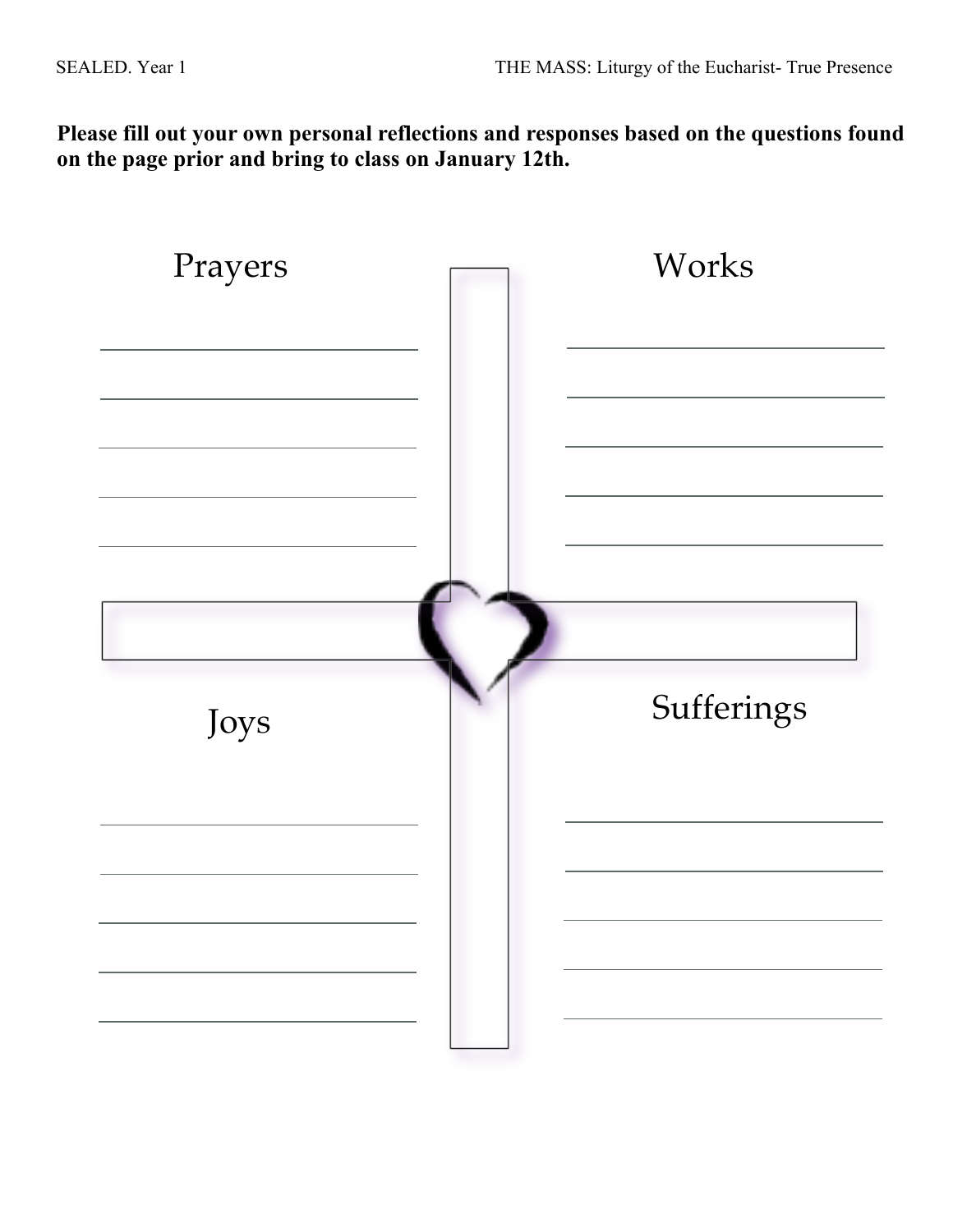**Please fill out your own personal reflections and responses based on the questions found on the page prior and bring to class on January 12th.**

Prayers

Works

Joys

Sufferings